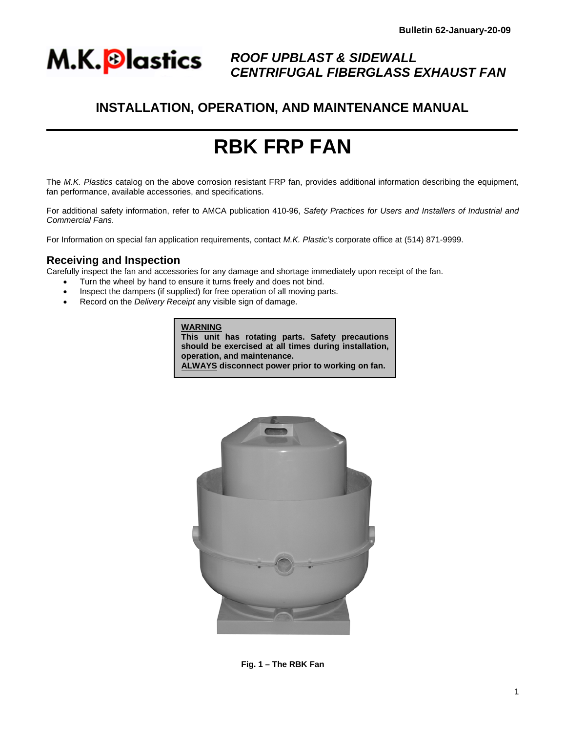Bulletin 62-January-20-09

M.K.Plastics

*ROOF UPBLAST & SIDEWALL CENTRIFUGAL FIBERGLASS EXHAUST FAN*

## INSTALLATION, OPERATION, AND MAINTENANCE MANUAL

# RBK FRP FAN

The *M.K. Plastics* catalog on the above corrosion resistant FRP fan, provides additional information describing the equipment, fan performance, available accessories, and specifications.

For additional safety information, refer to AMCA publication 410-96, *Safety Practices for Users and Installers of Industrial and Commercial Fans*.

For Information on special fan application requirements, contact *M.K. Plastic's* corporate office at (514) 871-9999.

## Receiving and Inspection

Carefully inspect the fan and accessories for any damage and shortage immediately upon receipt of the fan.

- Turn the wheel by hand to ensure it turns freely and does not bind.
- Inspect the dampers (if supplied) for free operation of all moving parts.
- Record on the *Delivery Receipt* any visible sign of damage.

> **WARNING**
> **This unit has rotating parts. Safety precautions should be exercised at all times during installation, operation, and maintenance.**
> **ALWAYS disconnect power prior to working on fan.**

**Fig. 1 – The RBK Fan**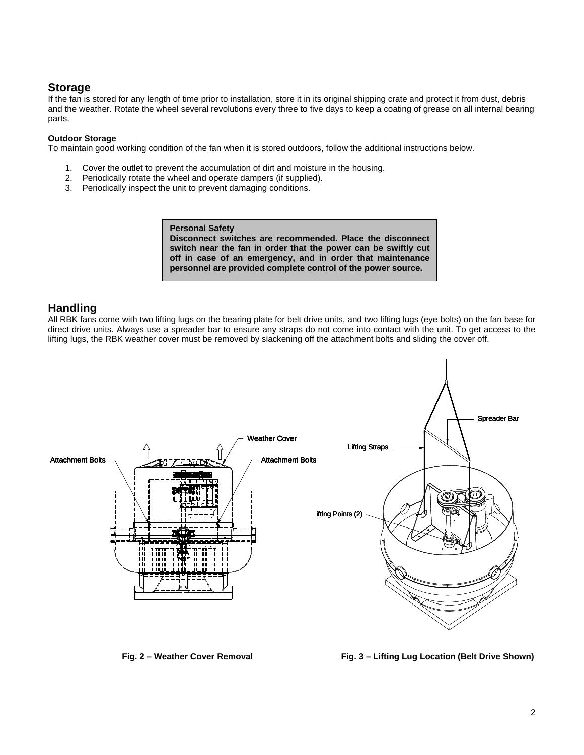## Storage

If the fan is stored for any length of time prior to installation, store it in its original shipping crate and protect it from dust, debris and the weather. Rotate the wheel several revolutions every three to five days to keep a coating of grease on all internal bearing parts.

**Outdoor Storage**

To maintain good working condition of the fan when it is stored outdoors, follow the additional instructions below.

1. Cover the outlet to prevent the accumulation of dirt and moisture in the housing.
2. Periodically rotate the wheel and operate dampers (if supplied).
3. Periodically inspect the unit to prevent damaging conditions.

> **Personal Safety**
> **Disconnect switches are recommended. Place the disconnect switch near the fan in order that the power can be swiftly cut off in case of an emergency, and in order that maintenance personnel are provided complete control of the power source.**

## Handling

All RBK fans come with two lifting lugs on the bearing plate for belt drive units, and two lifting lugs (eye bolts) on the fan base for direct drive units. Always use a spreader bar to ensure any straps do not come into contact with the unit. To get access to the lifting lugs, the RBK weather cover must be removed by slackening off the attachment bolts and sliding the cover off.

Weather Cover

Attachment Bolts

Attachment Bolts

Spreader Bar

Lifting Straps

Lifting Points (2)

**Fig. 2 – Weather Cover Removal**

**Fig. 3 – Lifting Lug Location (Belt Drive Shown)**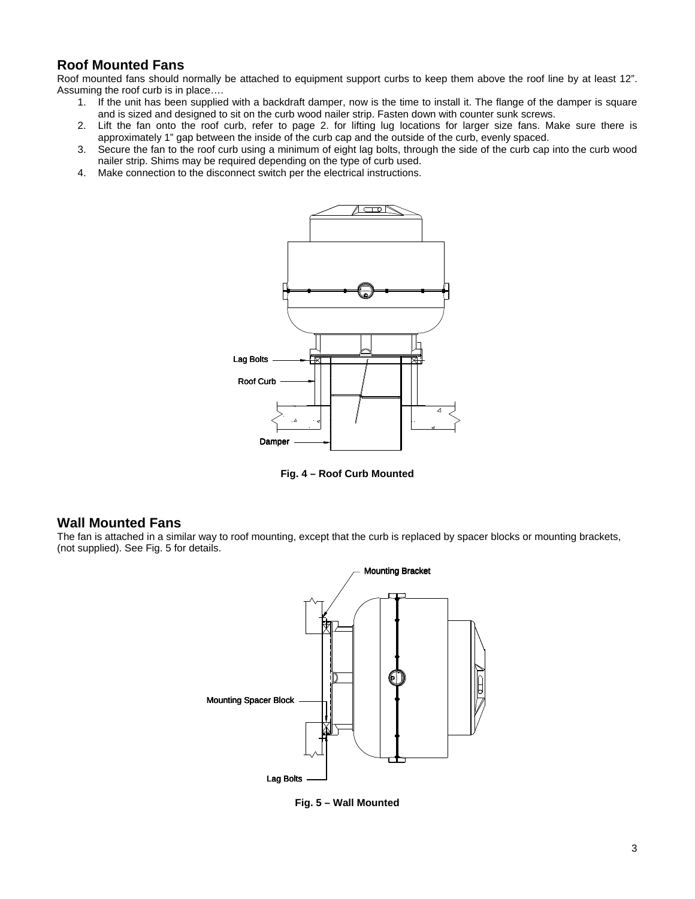## Roof Mounted Fans

Roof mounted fans should normally be attached to equipment support curbs to keep them above the roof line by at least 12". Assuming the roof curb is in place….

1. If the unit has been supplied with a backdraft damper, now is the time to install it. The flange of the damper is square and is sized and designed to sit on the curb wood nailer strip. Fasten down with counter sunk screws.
2. Lift the fan onto the roof curb, refer to page 2. for lifting lug locations for larger size fans. Make sure there is approximately 1" gap between the inside of the curb cap and the outside of the curb, evenly spaced.
3. Secure the fan to the roof curb using a minimum of eight lag bolts, through the side of the curb cap into the curb wood nailer strip. Shims may be required depending on the type of curb used.
4. Make connection to the disconnect switch per the electrical instructions.

**Fig. 4 – Roof Curb Mounted**

## Wall Mounted Fans

The fan is attached in a similar way to roof mounting, except that the curb is replaced by spacer blocks or mounting brackets, (not supplied). See Fig. 5 for details.

**Fig. 5 – Wall Mounted**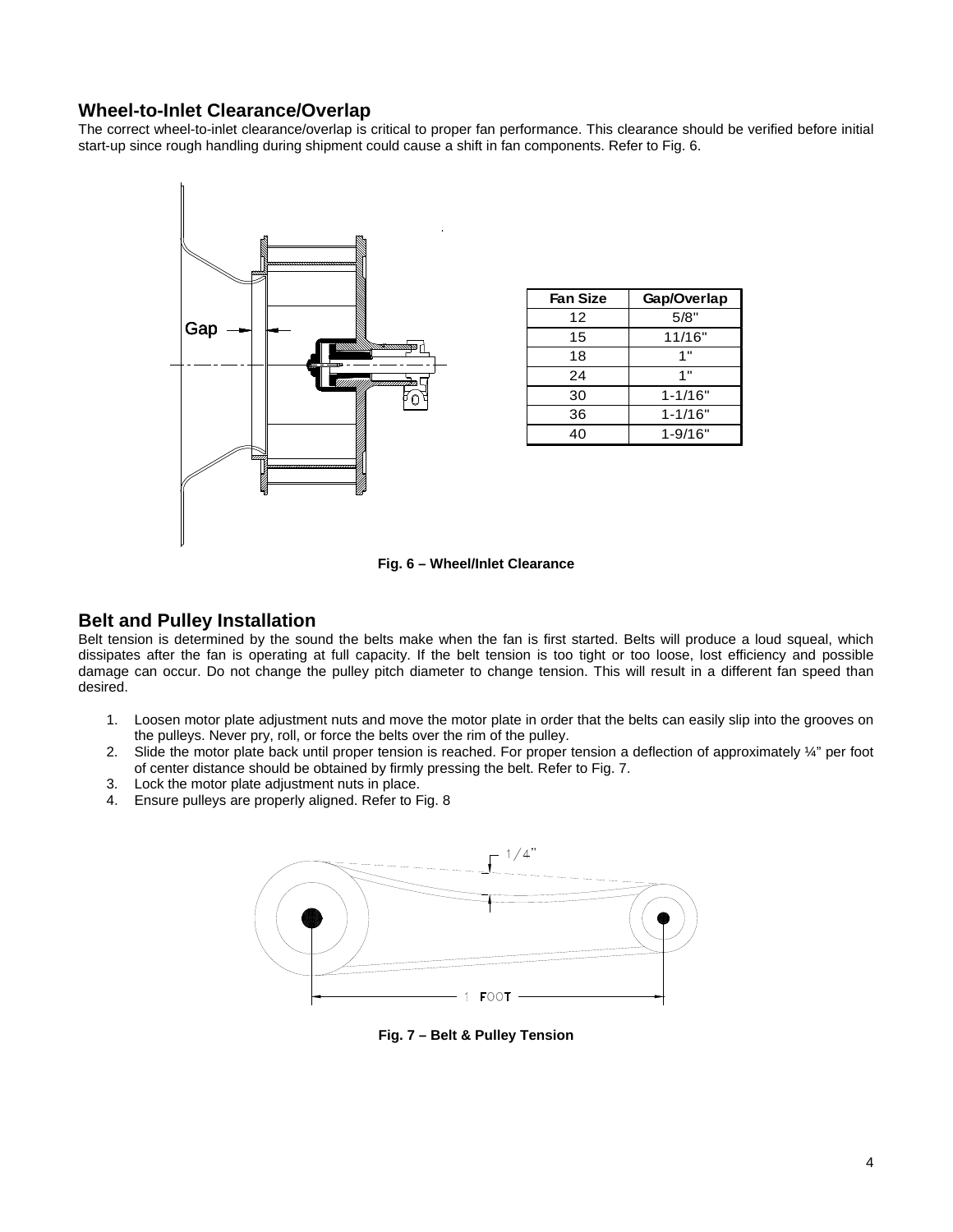## Wheel-to-Inlet Clearance/Overlap

The correct wheel-to-inlet clearance/overlap is critical to proper fan performance. This clearance should be verified before initial start-up since rough handling during shipment could cause a shift in fan components. Refer to Fig. 6.

| Fan Size | Gap/Overlap |
|---|---|
| 12 | 5/8" |
| 15 | 11/16" |
| 18 | 1" |
| 24 | 1" |
| 30 | 1-1/16" |
| 36 | 1-1/16" |
| 40 | 1-9/16" |

**Fig. 6 – Wheel/Inlet Clearance**

## Belt and Pulley Installation

Belt tension is determined by the sound the belts make when the fan is first started. Belts will produce a loud squeal, which dissipates after the fan is operating at full capacity. If the belt tension is too tight or too loose, lost efficiency and possible damage can occur. Do not change the pulley pitch diameter to change tension. This will result in a different fan speed than desired.

1. Loosen motor plate adjustment nuts and move the motor plate in order that the belts can easily slip into the grooves on the pulleys. Never pry, roll, or force the belts over the rim of the pulley.
2. Slide the motor plate back until proper tension is reached. For proper tension a deflection of approximately ¼" per foot of center distance should be obtained by firmly pressing the belt. Refer to Fig. 7.
3. Lock the motor plate adjustment nuts in place.
4. Ensure pulleys are properly aligned. Refer to Fig. 8

**Fig. 7 – Belt & Pulley Tension**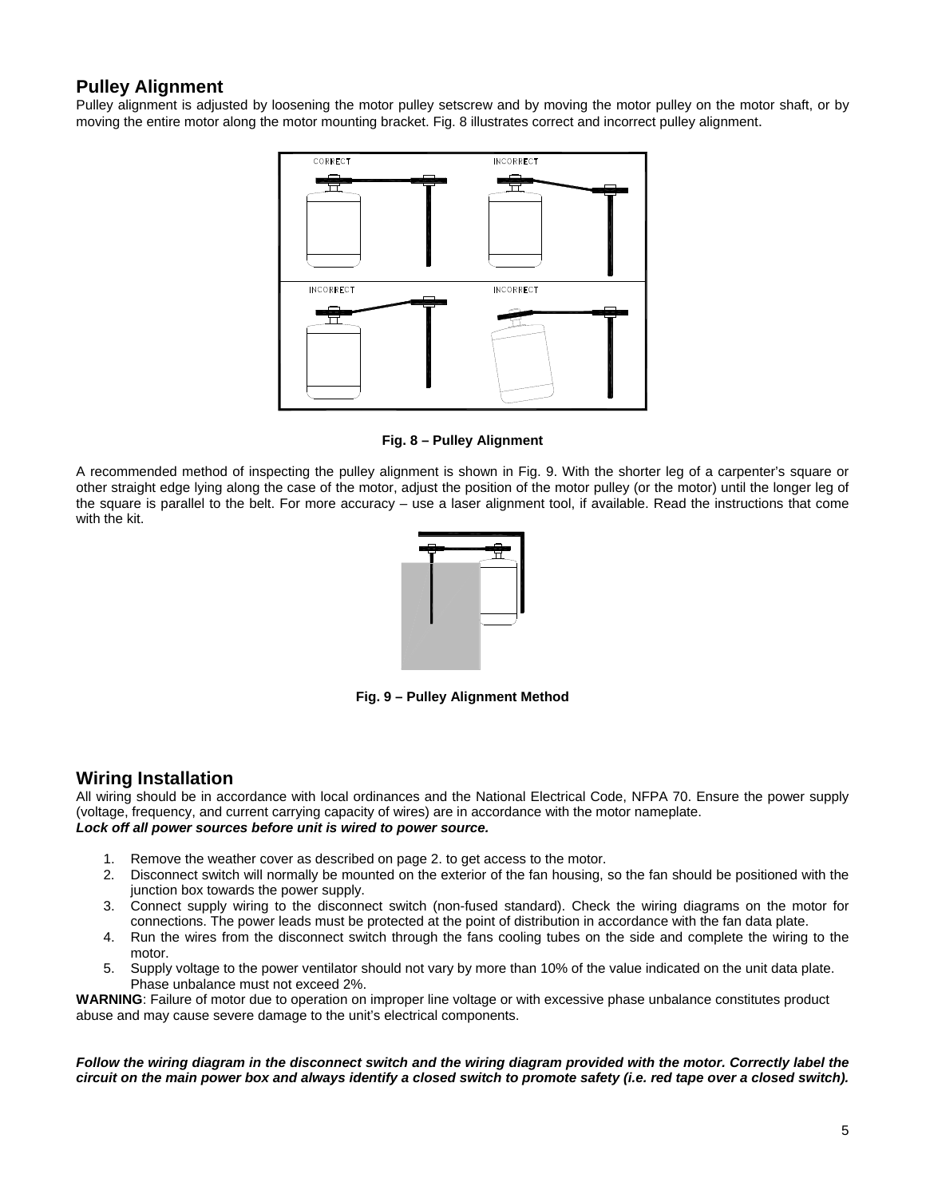## Pulley Alignment

Pulley alignment is adjusted by loosening the motor pulley setscrew and by moving the motor pulley on the motor shaft, or by moving the entire motor along the motor mounting bracket. Fig. 8 illustrates correct and incorrect pulley alignment.

**Fig. 8 – Pulley Alignment**

A recommended method of inspecting the pulley alignment is shown in Fig. 9. With the shorter leg of a carpenter's square or other straight edge lying along the case of the motor, adjust the position of the motor pulley (or the motor) until the longer leg of the square is parallel to the belt. For more accuracy – use a laser alignment tool, if available. Read the instructions that come with the kit.

**Fig. 9 – Pulley Alignment Method**

## Wiring Installation

All wiring should be in accordance with local ordinances and the National Electrical Code, NFPA 70. Ensure the power supply (voltage, frequency, and current carrying capacity of wires) are in accordance with the motor nameplate.
***Lock off all power sources before unit is wired to power source.***

1. Remove the weather cover as described on page 2. to get access to the motor.
2. Disconnect switch will normally be mounted on the exterior of the fan housing, so the fan should be positioned with the junction box towards the power supply.
3. Connect supply wiring to the disconnect switch (non-fused standard). Check the wiring diagrams on the motor for connections. The power leads must be protected at the point of distribution in accordance with the fan data plate.
4. Run the wires from the disconnect switch through the fans cooling tubes on the side and complete the wiring to the motor.
5. Supply voltage to the power ventilator should not vary by more than 10% of the value indicated on the unit data plate. Phase unbalance must not exceed 2%.

**WARNING**: Failure of motor due to operation on improper line voltage or with excessive phase unbalance constitutes product abuse and may cause severe damage to the unit's electrical components.

***Follow the wiring diagram in the disconnect switch and the wiring diagram provided with the motor. Correctly label the circuit on the main power box and always identify a closed switch to promote safety (i.e. red tape over a closed switch).***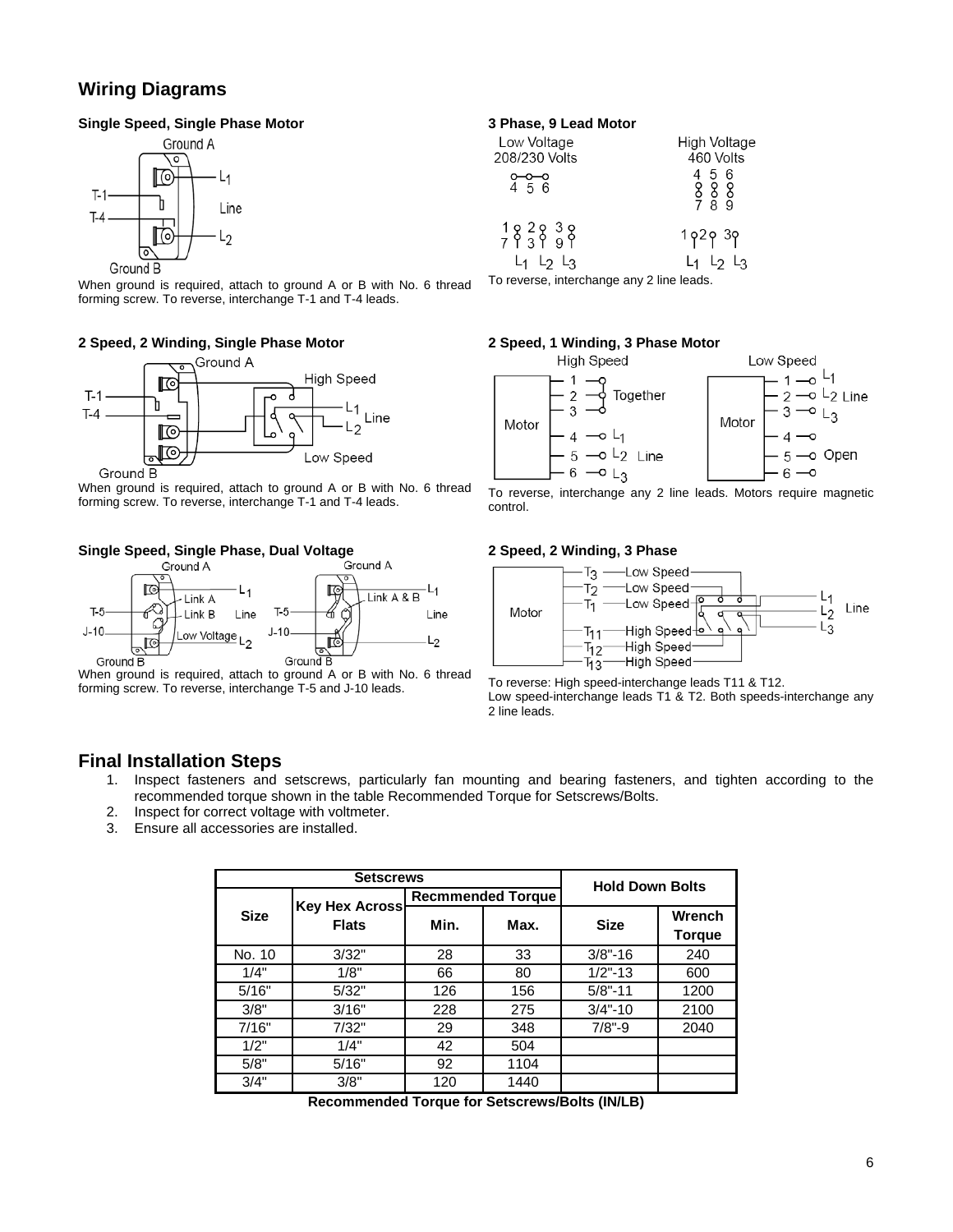# Wiring Diagrams

### Single Speed, Single Phase Motor

When ground is required, attach to ground A or B with No. 6 thread forming screw. To reverse, interchange T-1 and T-4 leads.

### 2 Speed, 2 Winding, Single Phase Motor

When ground is required, attach to ground A or B with No. 6 thread forming screw. To reverse, interchange T-1 and T-4 leads.

### Single Speed, Single Phase, Dual Voltage

When ground is required, attach to ground A or B with No. 6 thread forming screw. To reverse, interchange T-5 and J-10 leads.

### 3 Phase, 9 Lead Motor

To reverse, interchange any 2 line leads.

### 2 Speed, 1 Winding, 3 Phase Motor

To reverse, interchange any 2 line leads. Motors require magnetic control.

### 2 Speed, 2 Winding, 3 Phase

To reverse: High speed-interchange leads T11 & T12.
Low speed-interchange leads T1 & T2. Both speeds-interchange any 2 line leads.

# Final Installation Steps

1. Inspect fasteners and setscrews, particularly fan mounting and bearing fasteners, and tighten according to the recommended torque shown in the table Recommended Torque for Setscrews/Bolts.
2. Inspect for correct voltage with voltmeter.
3. Ensure all accessories are installed.

| Setscrews | | | | Hold Down Bolts | |
|---|---|---|---|---|---|
| Size | Key Hex Across Flats | Recmmended Torque | | Size | Wrench Torque |
| | | Min. | Max. | | |
| No. 10 | 3/32" | 28 | 33 | 3/8"-16 | 240 |
| 1/4" | 1/8" | 66 | 80 | 1/2"-13 | 600 |
| 5/16" | 5/32" | 126 | 156 | 5/8"-11 | 1200 |
| 3/8" | 3/16" | 228 | 275 | 3/4"-10 | 2100 |
| 7/16" | 7/32" | 29 | 348 | 7/8"-9 | 2040 |
| 1/2" | 1/4" | 42 | 504 | | |
| 5/8" | 5/16" | 92 | 1104 | | |
| 3/4" | 3/8" | 120 | 1440 | | |

**Recommended Torque for Setscrews/Bolts (IN/LB)**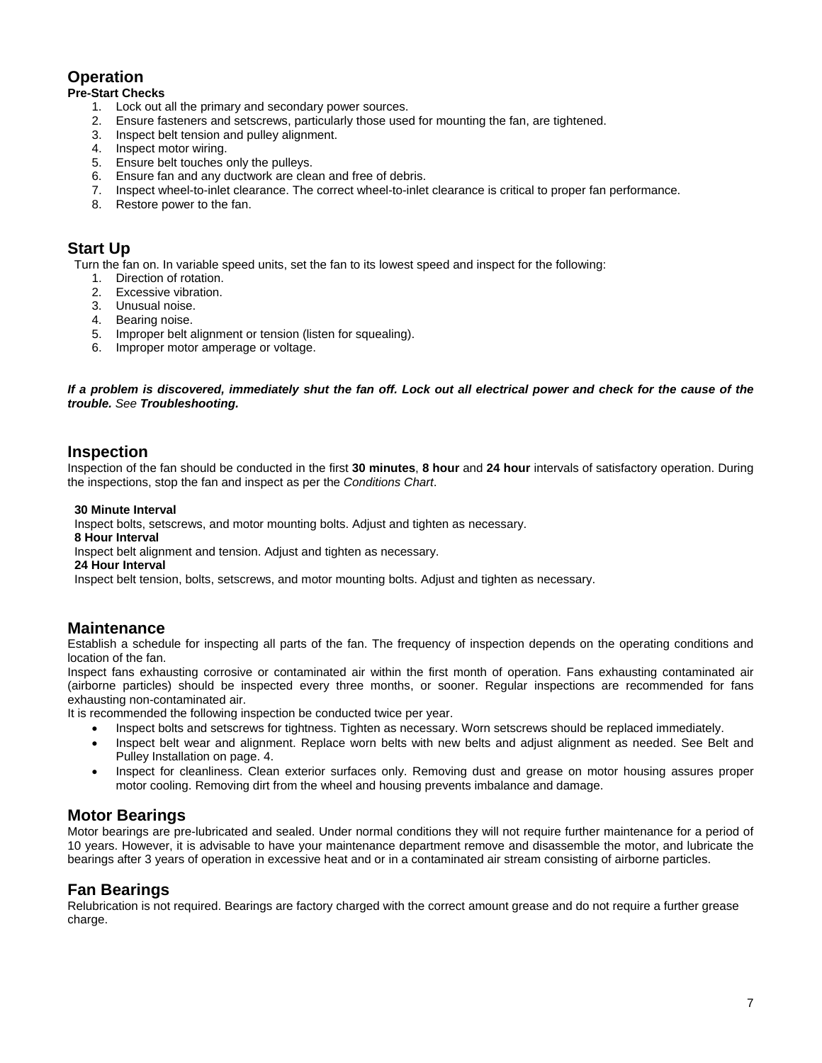## Operation

**Pre-Start Checks**

1. Lock out all the primary and secondary power sources.
2. Ensure fasteners and setscrews, particularly those used for mounting the fan, are tightened.
3. Inspect belt tension and pulley alignment.
4. Inspect motor wiring.
5. Ensure belt touches only the pulleys.
6. Ensure fan and any ductwork are clean and free of debris.
7. Inspect wheel-to-inlet clearance. The correct wheel-to-inlet clearance is critical to proper fan performance.
8. Restore power to the fan.

## Start Up

Turn the fan on. In variable speed units, set the fan to its lowest speed and inspect for the following:

1. Direction of rotation.
2. Excessive vibration.
3. Unusual noise.
4. Bearing noise.
5. Improper belt alignment or tension (listen for squealing).
6. Improper motor amperage or voltage.

***If a problem is discovered, immediately shut the fan off. Lock out all electrical power and check for the cause of the trouble.*** *See* ***Troubleshooting.***

## Inspection

Inspection of the fan should be conducted in the first **30 minutes**, **8 hour** and **24 hour** intervals of satisfactory operation. During the inspections, stop the fan and inspect as per the *Conditions Chart*.

**30 Minute Interval**

Inspect bolts, setscrews, and motor mounting bolts. Adjust and tighten as necessary.

**8 Hour Interval**

Inspect belt alignment and tension. Adjust and tighten as necessary.

**24 Hour Interval**

Inspect belt tension, bolts, setscrews, and motor mounting bolts. Adjust and tighten as necessary.

## Maintenance

Establish a schedule for inspecting all parts of the fan. The frequency of inspection depends on the operating conditions and location of the fan.

Inspect fans exhausting corrosive or contaminated air within the first month of operation. Fans exhausting contaminated air (airborne particles) should be inspected every three months, or sooner. Regular inspections are recommended for fans exhausting non-contaminated air.

It is recommended the following inspection be conducted twice per year.

- Inspect bolts and setscrews for tightness. Tighten as necessary. Worn setscrews should be replaced immediately.
- Inspect belt wear and alignment. Replace worn belts with new belts and adjust alignment as needed. See Belt and Pulley Installation on page. 4.
- Inspect for cleanliness. Clean exterior surfaces only. Removing dust and grease on motor housing assures proper motor cooling. Removing dirt from the wheel and housing prevents imbalance and damage.

## Motor Bearings

Motor bearings are pre-lubricated and sealed. Under normal conditions they will not require further maintenance for a period of 10 years. However, it is advisable to have your maintenance department remove and disassemble the motor, and lubricate the bearings after 3 years of operation in excessive heat and or in a contaminated air stream consisting of airborne particles.

## Fan Bearings

Relubrication is not required. Bearings are factory charged with the correct amount grease and do not require a further grease charge.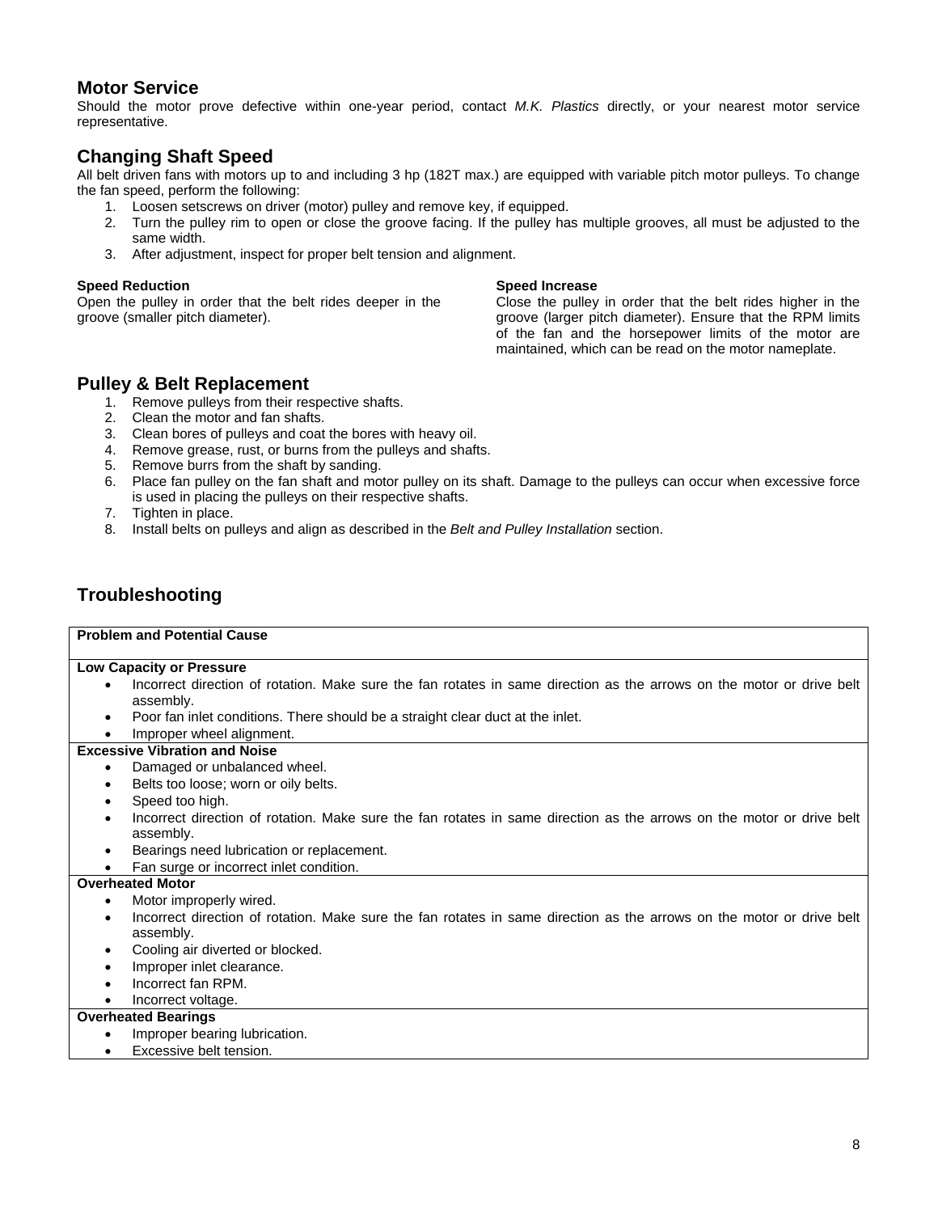## Motor Service

Should the motor prove defective within one-year period, contact *M.K. Plastics* directly, or your nearest motor service representative.

## Changing Shaft Speed

All belt driven fans with motors up to and including 3 hp (182T max.) are equipped with variable pitch motor pulleys. To change the fan speed, perform the following:

1. Loosen setscrews on driver (motor) pulley and remove key, if equipped.
2. Turn the pulley rim to open or close the groove facing. If the pulley has multiple grooves, all must be adjusted to the same width.
3. After adjustment, inspect for proper belt tension and alignment.

**Speed Reduction**
Open the pulley in order that the belt rides deeper in the groove (smaller pitch diameter).

**Speed Increase**
Close the pulley in order that the belt rides higher in the groove (larger pitch diameter). Ensure that the RPM limits of the fan and the horsepower limits of the motor are maintained, which can be read on the motor nameplate.

## Pulley & Belt Replacement

1. Remove pulleys from their respective shafts.
2. Clean the motor and fan shafts.
3. Clean bores of pulleys and coat the bores with heavy oil.
4. Remove grease, rust, or burns from the pulleys and shafts.
5. Remove burrs from the shaft by sanding.
6. Place fan pulley on the fan shaft and motor pulley on its shaft. Damage to the pulleys can occur when excessive force is used in placing the pulleys on their respective shafts.
7. Tighten in place.
8. Install belts on pulleys and align as described in the *Belt and Pulley Installation* section.

## Troubleshooting

| Problem and Potential Cause |
|---|
| **Low Capacity or Pressure**<br>• Incorrect direction of rotation. Make sure the fan rotates in same direction as the arrows on the motor or drive belt assembly.<br>• Poor fan inlet conditions. There should be a straight clear duct at the inlet.<br>• Improper wheel alignment. |
| **Excessive Vibration and Noise**<br>• Damaged or unbalanced wheel.<br>• Belts too loose; worn or oily belts.<br>• Speed too high.<br>• Incorrect direction of rotation. Make sure the fan rotates in same direction as the arrows on the motor or drive belt assembly.<br>• Bearings need lubrication or replacement.<br>• Fan surge or incorrect inlet condition. |
| **Overheated Motor**<br>• Motor improperly wired.<br>• Incorrect direction of rotation. Make sure the fan rotates in same direction as the arrows on the motor or drive belt assembly.<br>• Cooling air diverted or blocked.<br>• Improper inlet clearance.<br>• Incorrect fan RPM.<br>• Incorrect voltage. |
| **Overheated Bearings**<br>• Improper bearing lubrication.<br>• Excessive belt tension. |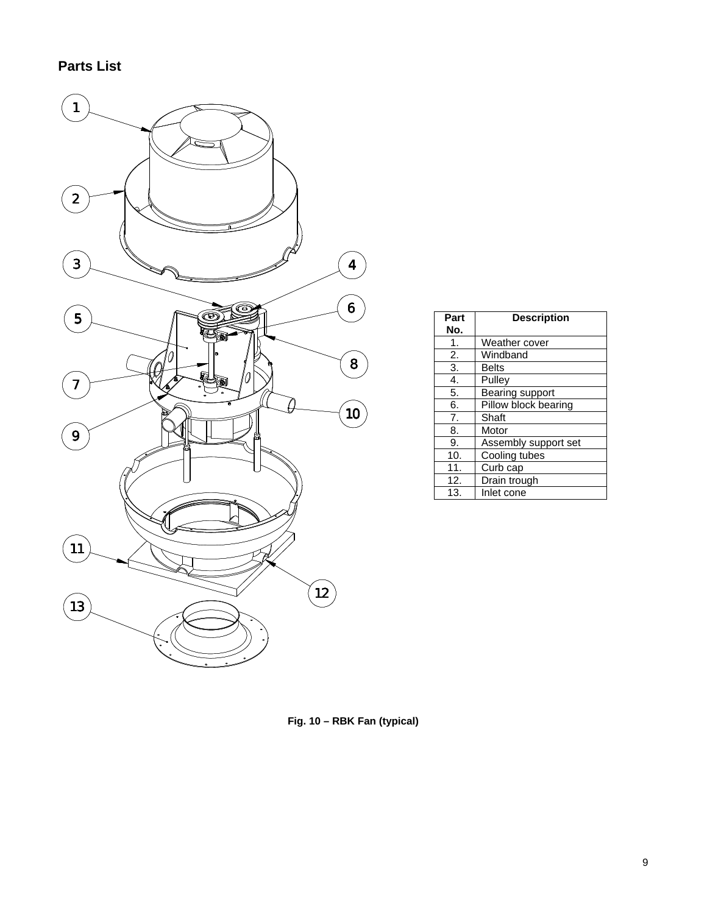## Parts List

| Part No. | Description |
|---|---|
| 1. | Weather cover |
| 2. | Windband |
| 3. | Belts |
| 4. | Pulley |
| 5. | Bearing support |
| 6. | Pillow block bearing |
| 7. | Shaft |
| 8. | Motor |
| 9. | Assembly support set |
| 10. | Cooling tubes |
| 11. | Curb cap |
| 12. | Drain trough |
| 13. | Inlet cone |

**Fig. 10 – RBK Fan (typical)**